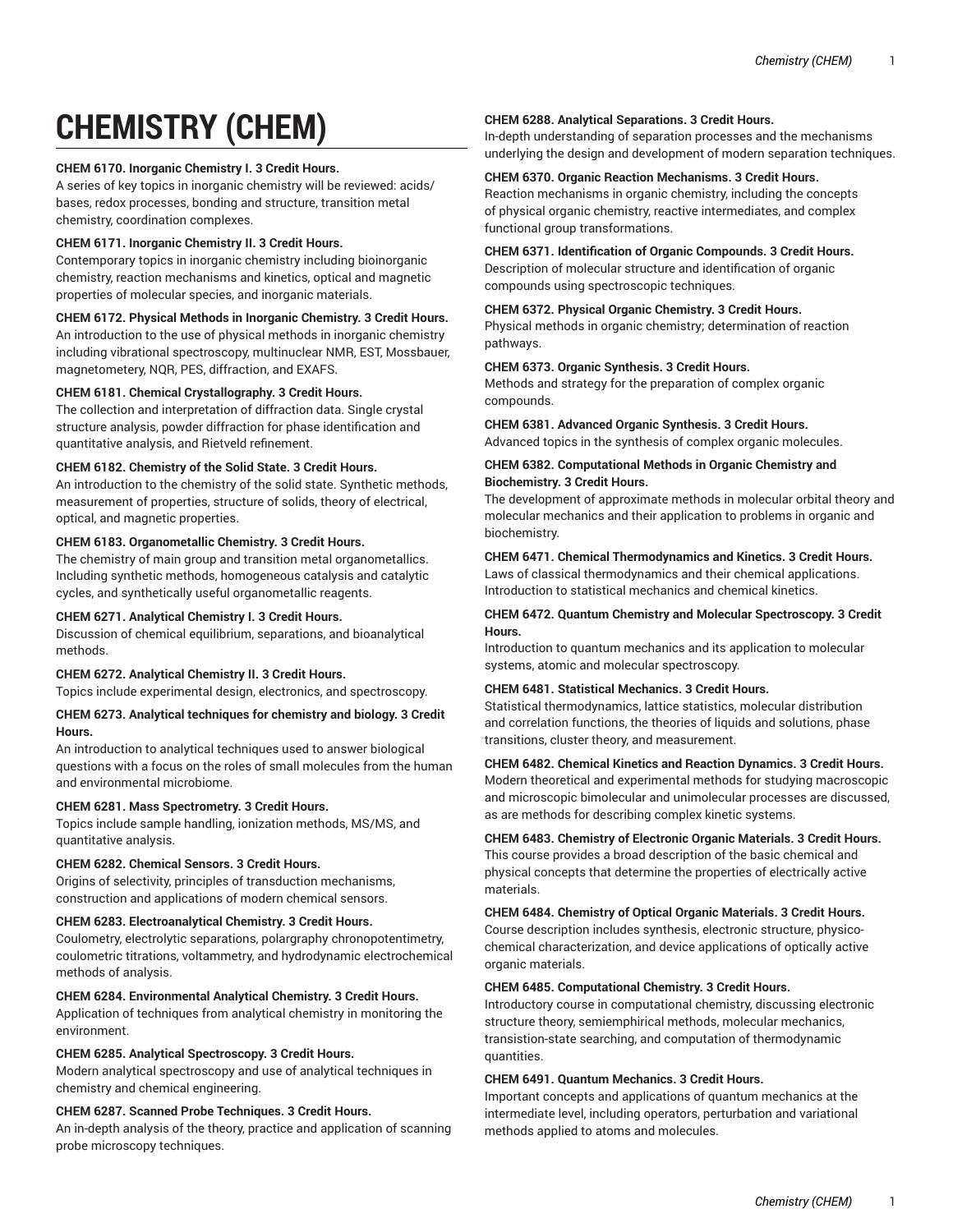# CHEMISTRY (CHEM)

**CHEM 6170. Inorganic Chemistry I. 3 Credit Hours.**
A series of key topics in inorganic chemistry will be reviewed: acids/bases, redox processes, bonding and structure, transition metal chemistry, coordination complexes.

**CHEM 6171. Inorganic Chemistry II. 3 Credit Hours.**
Contemporary topics in inorganic chemistry including bioinorganic chemistry, reaction mechanisms and kinetics, optical and magnetic properties of molecular species, and inorganic materials.

**CHEM 6172. Physical Methods in Inorganic Chemistry. 3 Credit Hours.**
An introduction to the use of physical methods in inorganic chemistry including vibrational spectroscopy, multinuclear NMR, EST, Mossbauer, magnetometery, NQR, PES, diffraction, and EXAFS.

**CHEM 6181. Chemical Crystallography. 3 Credit Hours.**
The collection and interpretation of diffraction data. Single crystal structure analysis, powder diffraction for phase identification and quantitative analysis, and Rietveld refinement.

**CHEM 6182. Chemistry of the Solid State. 3 Credit Hours.**
An introduction to the chemistry of the solid state. Synthetic methods, measurement of properties, structure of solids, theory of electrical, optical, and magnetic properties.

**CHEM 6183. Organometallic Chemistry. 3 Credit Hours.**
The chemistry of main group and transition metal organometallics. Including synthetic methods, homogeneous catalysis and catalytic cycles, and synthetically useful organometallic reagents.

**CHEM 6271. Analytical Chemistry I. 3 Credit Hours.**
Discussion of chemical equilibrium, separations, and bioanalytical methods.

**CHEM 6272. Analytical Chemistry II. 3 Credit Hours.**
Topics include experimental design, electronics, and spectroscopy.

**CHEM 6273. Analytical techniques for chemistry and biology. 3 Credit Hours.**
An introduction to analytical techniques used to answer biological questions with a focus on the roles of small molecules from the human and environmental microbiome.

**CHEM 6281. Mass Spectrometry. 3 Credit Hours.**
Topics include sample handling, ionization methods, MS/MS, and quantitative analysis.

**CHEM 6282. Chemical Sensors. 3 Credit Hours.**
Origins of selectivity, principles of transduction mechanisms, construction and applications of modern chemical sensors.

**CHEM 6283. Electroanalytical Chemistry. 3 Credit Hours.**
Coulometry, electrolytic separations, polargraphy chronopotentimetry, coulometric titrations, voltammetry, and hydrodynamic electrochemical methods of analysis.

**CHEM 6284. Environmental Analytical Chemistry. 3 Credit Hours.**
Application of techniques from analytical chemistry in monitoring the environment.

**CHEM 6285. Analytical Spectroscopy. 3 Credit Hours.**
Modern analytical spectroscopy and use of analytical techniques in chemistry and chemical engineering.

**CHEM 6287. Scanned Probe Techniques. 3 Credit Hours.**
An in-depth analysis of the theory, practice and application of scanning probe microscopy techniques.

**CHEM 6288. Analytical Separations. 3 Credit Hours.**
In-depth understanding of separation processes and the mechanisms underlying the design and development of modern separation techniques.

**CHEM 6370. Organic Reaction Mechanisms. 3 Credit Hours.**
Reaction mechanisms in organic chemistry, including the concepts of physical organic chemistry, reactive intermediates, and complex functional group transformations.

**CHEM 6371. Identification of Organic Compounds. 3 Credit Hours.**
Description of molecular structure and identification of organic compounds using spectroscopic techniques.

**CHEM 6372. Physical Organic Chemistry. 3 Credit Hours.**
Physical methods in organic chemistry; determination of reaction pathways.

**CHEM 6373. Organic Synthesis. 3 Credit Hours.**
Methods and strategy for the preparation of complex organic compounds.

**CHEM 6381. Advanced Organic Synthesis. 3 Credit Hours.**
Advanced topics in the synthesis of complex organic molecules.

**CHEM 6382. Computational Methods in Organic Chemistry and Biochemistry. 3 Credit Hours.**
The development of approximate methods in molecular orbital theory and molecular mechanics and their application to problems in organic and biochemistry.

**CHEM 6471. Chemical Thermodynamics and Kinetics. 3 Credit Hours.**
Laws of classical thermodynamics and their chemical applications. Introduction to statistical mechanics and chemical kinetics.

**CHEM 6472. Quantum Chemistry and Molecular Spectroscopy. 3 Credit Hours.**
Introduction to quantum mechanics and its application to molecular systems, atomic and molecular spectroscopy.

**CHEM 6481. Statistical Mechanics. 3 Credit Hours.**
Statistical thermodynamics, lattice statistics, molecular distribution and correlation functions, the theories of liquids and solutions, phase transitions, cluster theory, and measurement.

**CHEM 6482. Chemical Kinetics and Reaction Dynamics. 3 Credit Hours.**
Modern theoretical and experimental methods for studying macroscopic and microscopic bimolecular and unimolecular processes are discussed, as are methods for describing complex kinetic systems.

**CHEM 6483. Chemistry of Electronic Organic Materials. 3 Credit Hours.**
This course provides a broad description of the basic chemical and physical concepts that determine the properties of electrically active materials.

**CHEM 6484. Chemistry of Optical Organic Materials. 3 Credit Hours.**
Course description includes synthesis, electronic structure, physico-chemical characterization, and device applications of optically active organic materials.

**CHEM 6485. Computational Chemistry. 3 Credit Hours.**
Introductory course in computational chemistry, discussing electronic structure theory, semiemphirical methods, molecular mechanics, transition-state searching, and computation of thermodynamic quantities.

**CHEM 6491. Quantum Mechanics. 3 Credit Hours.**
Important concepts and applications of quantum mechanics at the intermediate level, including operators, perturbation and variational methods applied to atoms and molecules.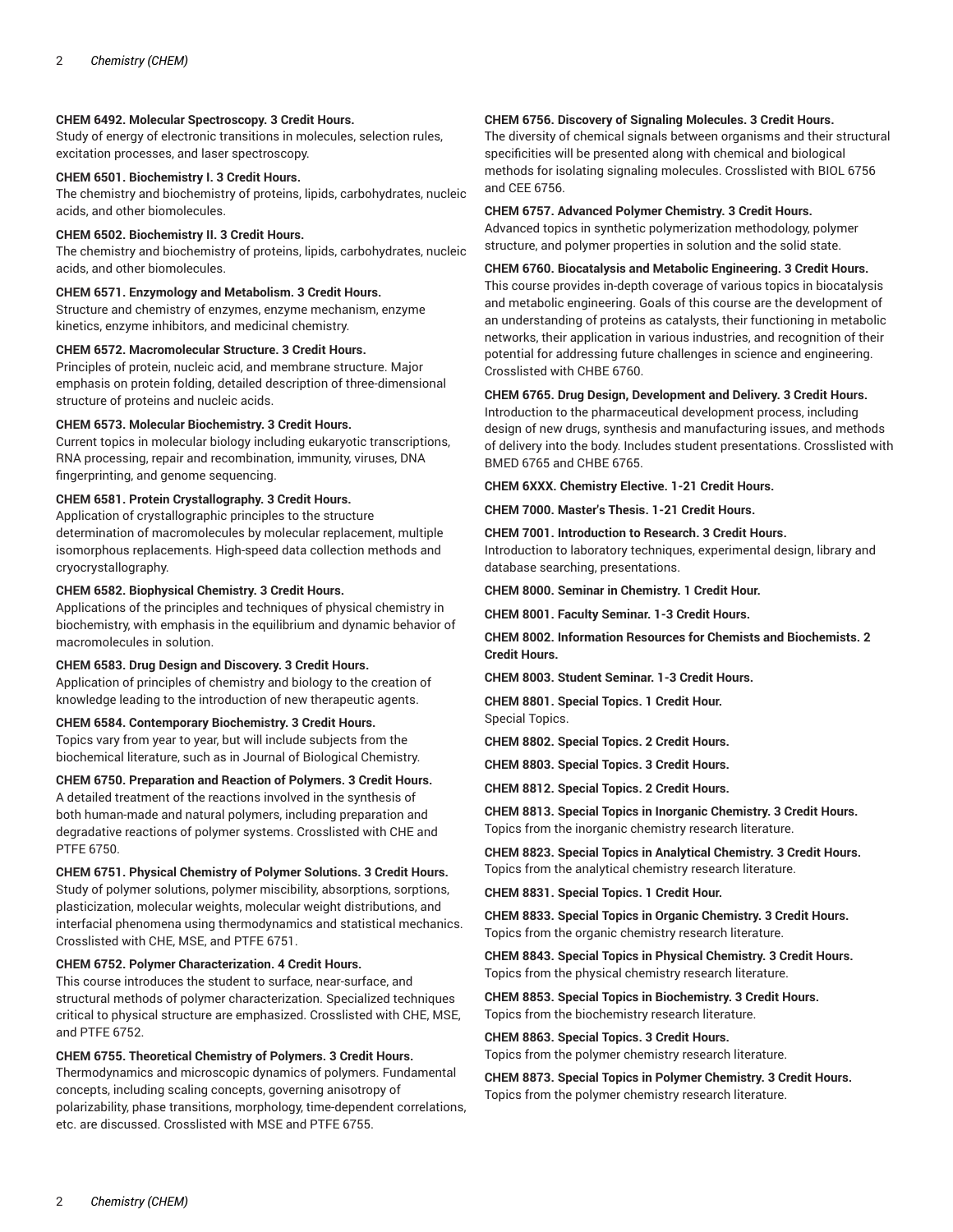**CHEM 6492. Molecular Spectroscopy. 3 Credit Hours.**
Study of energy of electronic transitions in molecules, selection rules, excitation processes, and laser spectroscopy.

**CHEM 6501. Biochemistry I. 3 Credit Hours.**
The chemistry and biochemistry of proteins, lipids, carbohydrates, nucleic acids, and other biomolecules.

**CHEM 6502. Biochemistry II. 3 Credit Hours.**
The chemistry and biochemistry of proteins, lipids, carbohydrates, nucleic acids, and other biomolecules.

**CHEM 6571. Enzymology and Metabolism. 3 Credit Hours.**
Structure and chemistry of enzymes, enzyme mechanism, enzyme kinetics, enzyme inhibitors, and medicinal chemistry.

**CHEM 6572. Macromolecular Structure. 3 Credit Hours.**
Principles of protein, nucleic acid, and membrane structure. Major emphasis on protein folding, detailed description of three-dimensional structure of proteins and nucleic acids.

**CHEM 6573. Molecular Biochemistry. 3 Credit Hours.**
Current topics in molecular biology including eukaryotic transcriptions, RNA processing, repair and recombination, immunity, viruses, DNA fingerprinting, and genome sequencing.

**CHEM 6581. Protein Crystallography. 3 Credit Hours.**
Application of crystallographic principles to the structure determination of macromolecules by molecular replacement, multiple isomorphous replacements. High-speed data collection methods and cryocrystallography.

**CHEM 6582. Biophysical Chemistry. 3 Credit Hours.**
Applications of the principles and techniques of physical chemistry in biochemistry, with emphasis in the equilibrium and dynamic behavior of macromolecules in solution.

**CHEM 6583. Drug Design and Discovery. 3 Credit Hours.**
Application of principles of chemistry and biology to the creation of knowledge leading to the introduction of new therapeutic agents.

**CHEM 6584. Contemporary Biochemistry. 3 Credit Hours.**
Topics vary from year to year, but will include subjects from the biochemical literature, such as in Journal of Biological Chemistry.

**CHEM 6750. Preparation and Reaction of Polymers. 3 Credit Hours.**
A detailed treatment of the reactions involved in the synthesis of both human-made and natural polymers, including preparation and degradative reactions of polymer systems. Crosslisted with CHE and PTFE 6750.

**CHEM 6751. Physical Chemistry of Polymer Solutions. 3 Credit Hours.**
Study of polymer solutions, polymer miscibility, absorptions, sorptions, plasticization, molecular weights, molecular weight distributions, and interfacial phenomena using thermodynamics and statistical mechanics. Crosslisted with CHE, MSE, and PTFE 6751.

**CHEM 6752. Polymer Characterization. 4 Credit Hours.**
This course introduces the student to surface, near-surface, and structural methods of polymer characterization. Specialized techniques critical to physical structure are emphasized. Crosslisted with CHE, MSE, and PTFE 6752.

**CHEM 6755. Theoretical Chemistry of Polymers. 3 Credit Hours.**
Thermodynamics and microscopic dynamics of polymers. Fundamental concepts, including scaling concepts, governing anisotropy of polarizability, phase transitions, morphology, time-dependent correlations, etc. are discussed. Crosslisted with MSE and PTFE 6755.

**CHEM 6756. Discovery of Signaling Molecules. 3 Credit Hours.**
The diversity of chemical signals between organisms and their structural specificities will be presented along with chemical and biological methods for isolating signaling molecules. Crosslisted with BIOL 6756 and CEE 6756.

**CHEM 6757. Advanced Polymer Chemistry. 3 Credit Hours.**
Advanced topics in synthetic polymerization methodology, polymer structure, and polymer properties in solution and the solid state.

**CHEM 6760. Biocatalysis and Metabolic Engineering. 3 Credit Hours.**
This course provides in-depth coverage of various topics in biocatalysis and metabolic engineering. Goals of this course are the development of an understanding of proteins as catalysts, their functioning in metabolic networks, their application in various industries, and recognition of their potential for addressing future challenges in science and engineering. Crosslisted with CHBE 6760.

**CHEM 6765. Drug Design, Development and Delivery. 3 Credit Hours.**
Introduction to the pharmaceutical development process, including design of new drugs, synthesis and manufacturing issues, and methods of delivery into the body. Includes student presentations. Crosslisted with BMED 6765 and CHBE 6765.

**CHEM 6XXX. Chemistry Elective. 1-21 Credit Hours.**

**CHEM 7000. Master's Thesis. 1-21 Credit Hours.**

**CHEM 7001. Introduction to Research. 3 Credit Hours.**
Introduction to laboratory techniques, experimental design, library and database searching, presentations.

**CHEM 8000. Seminar in Chemistry. 1 Credit Hour.**

**CHEM 8001. Faculty Seminar. 1-3 Credit Hours.**

**CHEM 8002. Information Resources for Chemists and Biochemists. 2 Credit Hours.**

**CHEM 8003. Student Seminar. 1-3 Credit Hours.**

**CHEM 8801. Special Topics. 1 Credit Hour.**
Special Topics.

**CHEM 8802. Special Topics. 2 Credit Hours.**

**CHEM 8803. Special Topics. 3 Credit Hours.**

**CHEM 8812. Special Topics. 2 Credit Hours.**

**CHEM 8813. Special Topics in Inorganic Chemistry. 3 Credit Hours.**
Topics from the inorganic chemistry research literature.

**CHEM 8823. Special Topics in Analytical Chemistry. 3 Credit Hours.**
Topics from the analytical chemistry research literature.

**CHEM 8831. Special Topics. 1 Credit Hour.**

**CHEM 8833. Special Topics in Organic Chemistry. 3 Credit Hours.**
Topics from the organic chemistry research literature.

**CHEM 8843. Special Topics in Physical Chemistry. 3 Credit Hours.**
Topics from the physical chemistry research literature.

**CHEM 8853. Special Topics in Biochemistry. 3 Credit Hours.**
Topics from the biochemistry research literature.

**CHEM 8863. Special Topics. 3 Credit Hours.**
Topics from the polymer chemistry research literature.

**CHEM 8873. Special Topics in Polymer Chemistry. 3 Credit Hours.**
Topics from the polymer chemistry research literature.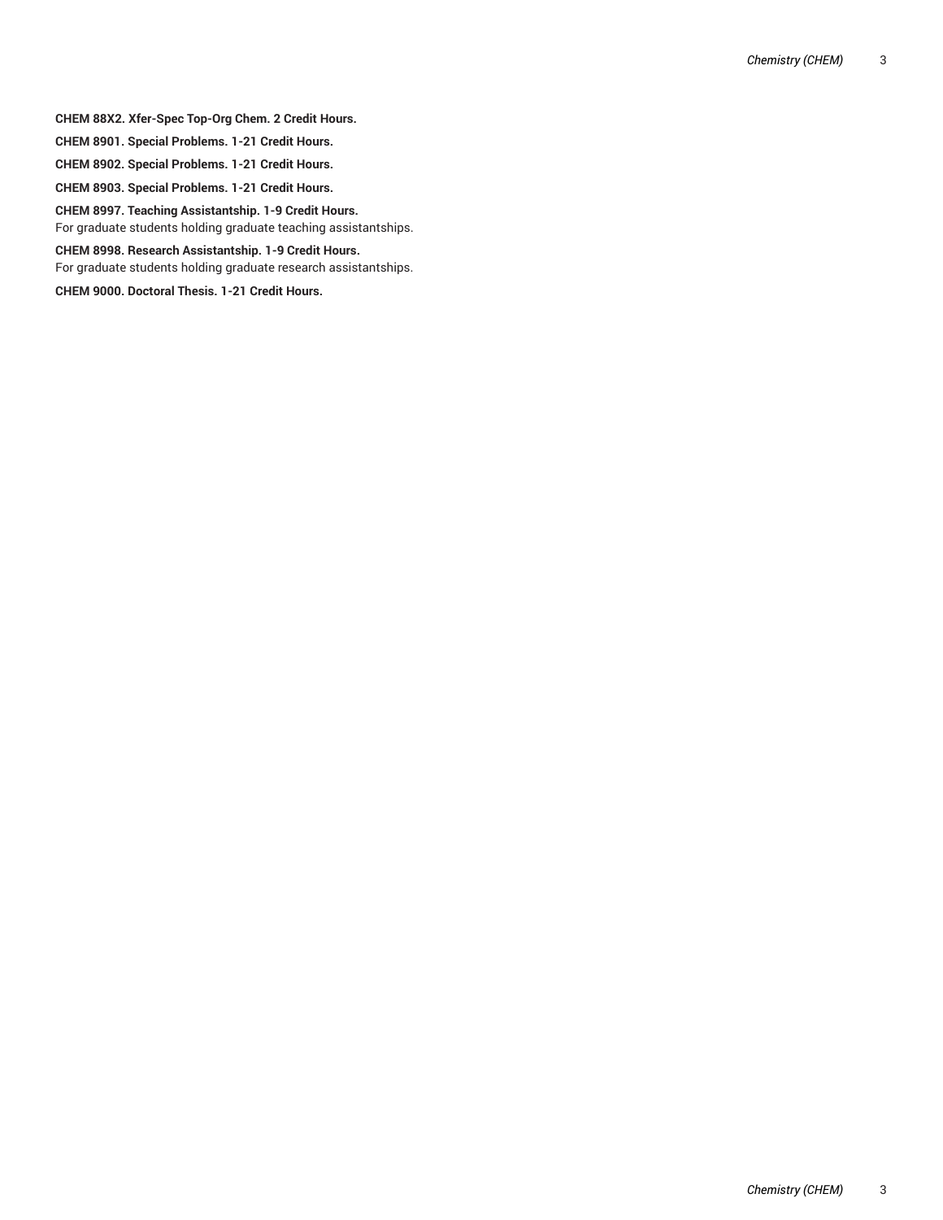**CHEM 88X2. Xfer-Spec Top-Org Chem. 2 Credit Hours.**

**CHEM 8901. Special Problems. 1-21 Credit Hours.**

**CHEM 8902. Special Problems. 1-21 Credit Hours.**

**CHEM 8903. Special Problems. 1-21 Credit Hours.**

**CHEM 8997. Teaching Assistantship. 1-9 Credit Hours.**
For graduate students holding graduate teaching assistantships.

**CHEM 8998. Research Assistantship. 1-9 Credit Hours.**
For graduate students holding graduate research assistantships.

**CHEM 9000. Doctoral Thesis. 1-21 Credit Hours.**